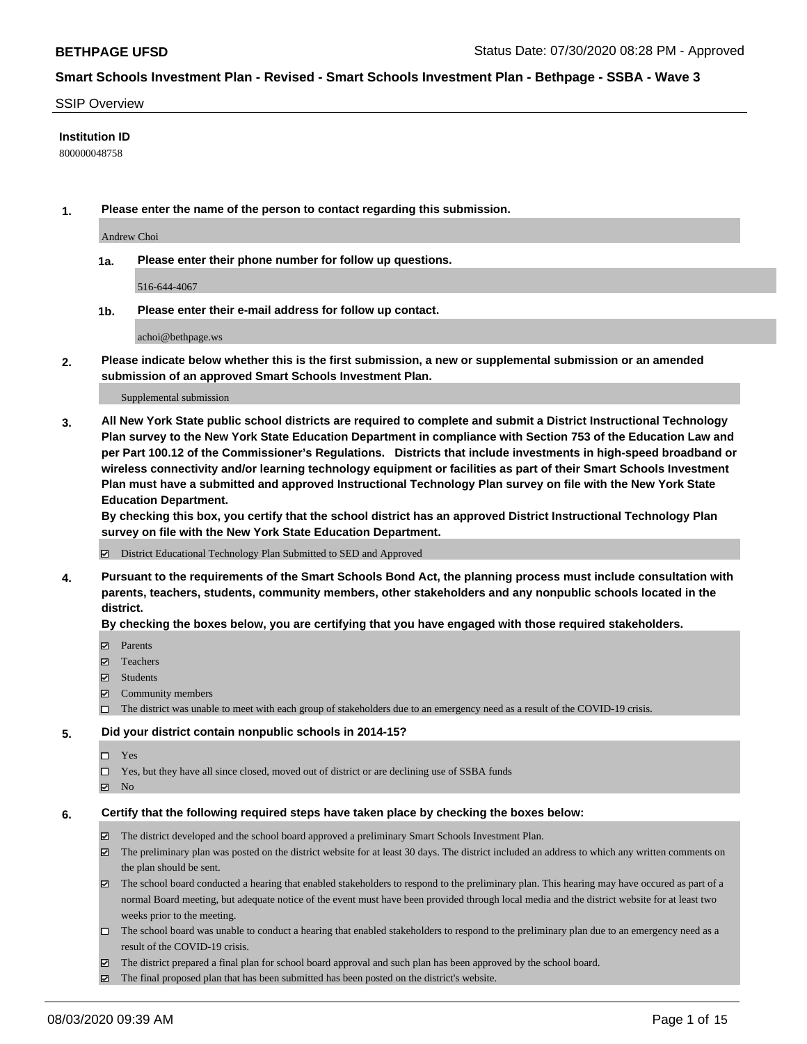**BETHPAGE UFSD** Status Date: 07/30/2020 08:28 PM - Approved

**Smart Schools Investment Plan - Revised - Smart Schools Investment Plan - Bethpage - SSBA - Wave 3**

SSIP Overview

**Institution ID**

800000048758

**1. Please enter the name of the person to contact regarding this submission.**

Andrew Choi

**1a. Please enter their phone number for follow up questions.**

516-644-4067

**1b. Please enter their e-mail address for follow up contact.**

achoi@bethpage.ws

**2. Please indicate below whether this is the first submission, a new or supplemental submission or an amended submission of an approved Smart Schools Investment Plan.**

Supplemental submission

**3. All New York State public school districts are required to complete and submit a District Instructional Technology Plan survey to the New York State Education Department in compliance with Section 753 of the Education Law and per Part 100.12 of the Commissioner's Regulations. Districts that include investments in high-speed broadband or wireless connectivity and/or learning technology equipment or facilities as part of their Smart Schools Investment Plan must have a submitted and approved Instructional Technology Plan survey on file with the New York State Education Department.**
**By checking this box, you certify that the school district has an approved District Instructional Technology Plan survey on file with the New York State Education Department.**

- [x] District Educational Technology Plan Submitted to SED and Approved

**4. Pursuant to the requirements of the Smart Schools Bond Act, the planning process must include consultation with parents, teachers, students, community members, other stakeholders and any nonpublic schools located in the district.**
**By checking the boxes below, you are certifying that you have engaged with those required stakeholders.**

- [x] Parents
- [x] Teachers
- [x] Students
- [x] Community members
- [ ] The district was unable to meet with each group of stakeholders due to an emergency need as a result of the COVID-19 crisis.

**5. Did your district contain nonpublic schools in 2014-15?**

- [ ] Yes
- [ ] Yes, but they have all since closed, moved out of district or are declining use of SSBA funds
- [x] No

**6. Certify that the following required steps have taken place by checking the boxes below:**

- [x] The district developed and the school board approved a preliminary Smart Schools Investment Plan.
- [x] The preliminary plan was posted on the district website for at least 30 days. The district included an address to which any written comments on the plan should be sent.
- [x] The school board conducted a hearing that enabled stakeholders to respond to the preliminary plan. This hearing may have occured as part of a normal Board meeting, but adequate notice of the event must have been provided through local media and the district website for at least two weeks prior to the meeting.
- [ ] The school board was unable to conduct a hearing that enabled stakeholders to respond to the preliminary plan due to an emergency need as a result of the COVID-19 crisis.
- [x] The district prepared a final plan for school board approval and such plan has been approved by the school board.
- [x] The final proposed plan that has been submitted has been posted on the district's website.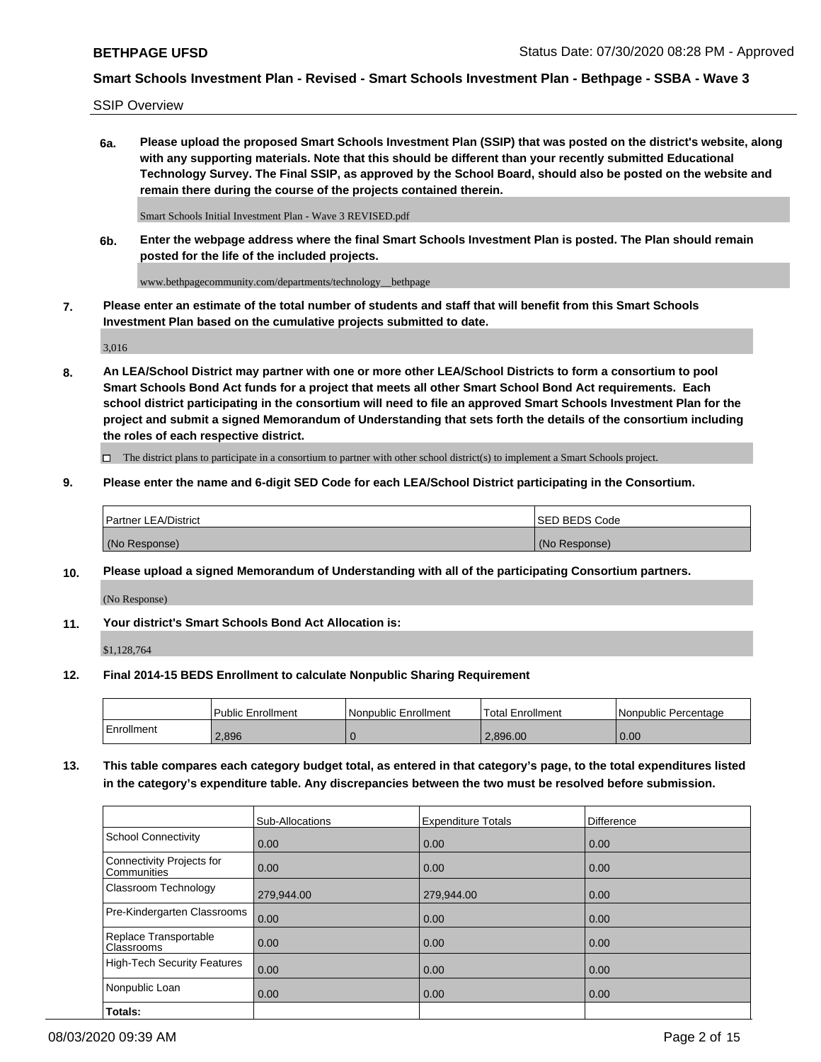SSIP Overview

**6a. Please upload the proposed Smart Schools Investment Plan (SSIP) that was posted on the district's website, along with any supporting materials. Note that this should be different than your recently submitted Educational Technology Survey. The Final SSIP, as approved by the School Board, should also be posted on the website and remain there during the course of the projects contained therein.**

Smart Schools Initial Investment Plan - Wave 3 REVISED.pdf

**6b. Enter the webpage address where the final Smart Schools Investment Plan is posted. The Plan should remain posted for the life of the included projects.**

www.bethpagecommunity.com/departments/technology__bethpage

**7. Please enter an estimate of the total number of students and staff that will benefit from this Smart Schools Investment Plan based on the cumulative projects submitted to date.**

3,016

**8. An LEA/School District may partner with one or more other LEA/School Districts to form a consortium to pool Smart Schools Bond Act funds for a project that meets all other Smart School Bond Act requirements. Each school district participating in the consortium will need to file an approved Smart Schools Investment Plan for the project and submit a signed Memorandum of Understanding that sets forth the details of the consortium including the roles of each respective district.**

☐ The district plans to participate in a consortium to partner with other school district(s) to implement a Smart Schools project.

**9. Please enter the name and 6-digit SED Code for each LEA/School District participating in the Consortium.**

| Partner LEA/District | SED BEDS Code |
|---|---|
| (No Response) | (No Response) |

**10. Please upload a signed Memorandum of Understanding with all of the participating Consortium partners.**

(No Response)

**11. Your district's Smart Schools Bond Act Allocation is:**

$1,128,764

**12. Final 2014-15 BEDS Enrollment to calculate Nonpublic Sharing Requirement**

| | Public Enrollment | Nonpublic Enrollment | Total Enrollment | Nonpublic Percentage |
|---|---|---|---|---|
| Enrollment | 2,896 | 0 | 2,896.00 | 0.00 |

**13. This table compares each category budget total, as entered in that category's page, to the total expenditures listed in the category's expenditure table. Any discrepancies between the two must be resolved before submission.**

| | Sub-Allocations | Expenditure Totals | Difference |
|---|---|---|---|
| School Connectivity | 0.00 | 0.00 | 0.00 |
| Connectivity Projects for Communities | 0.00 | 0.00 | 0.00 |
| Classroom Technology | 279,944.00 | 279,944.00 | 0.00 |
| Pre-Kindergarten Classrooms | 0.00 | 0.00 | 0.00 |
| Replace Transportable Classrooms | 0.00 | 0.00 | 0.00 |
| High-Tech Security Features | 0.00 | 0.00 | 0.00 |
| Nonpublic Loan | 0.00 | 0.00 | 0.00 |
| **Totals:** | | | |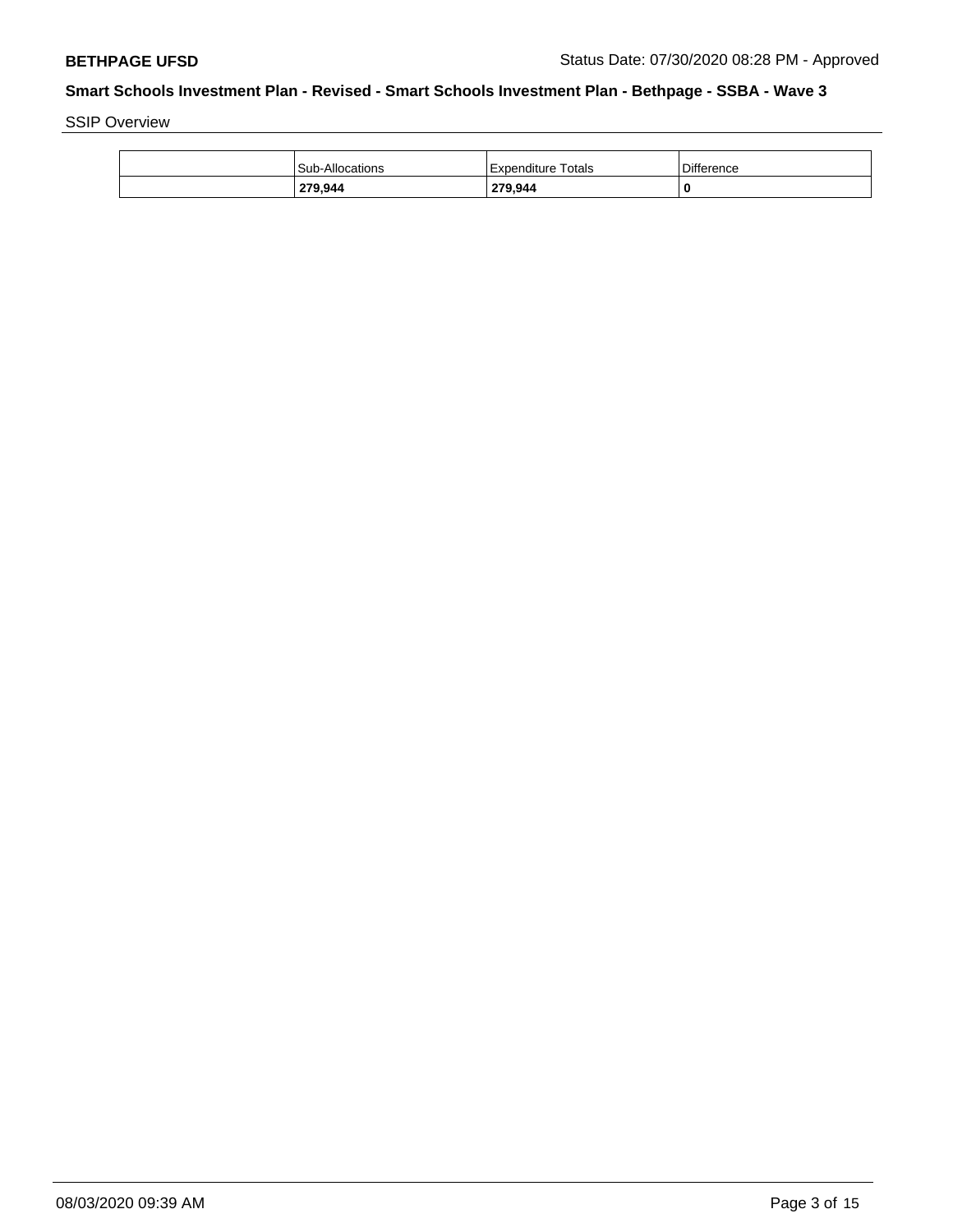SSIP Overview

| | Sub-Allocations | Expenditure Totals | Difference |
|---|---|---|---|
| | **279,944** | **279,944** | **0** |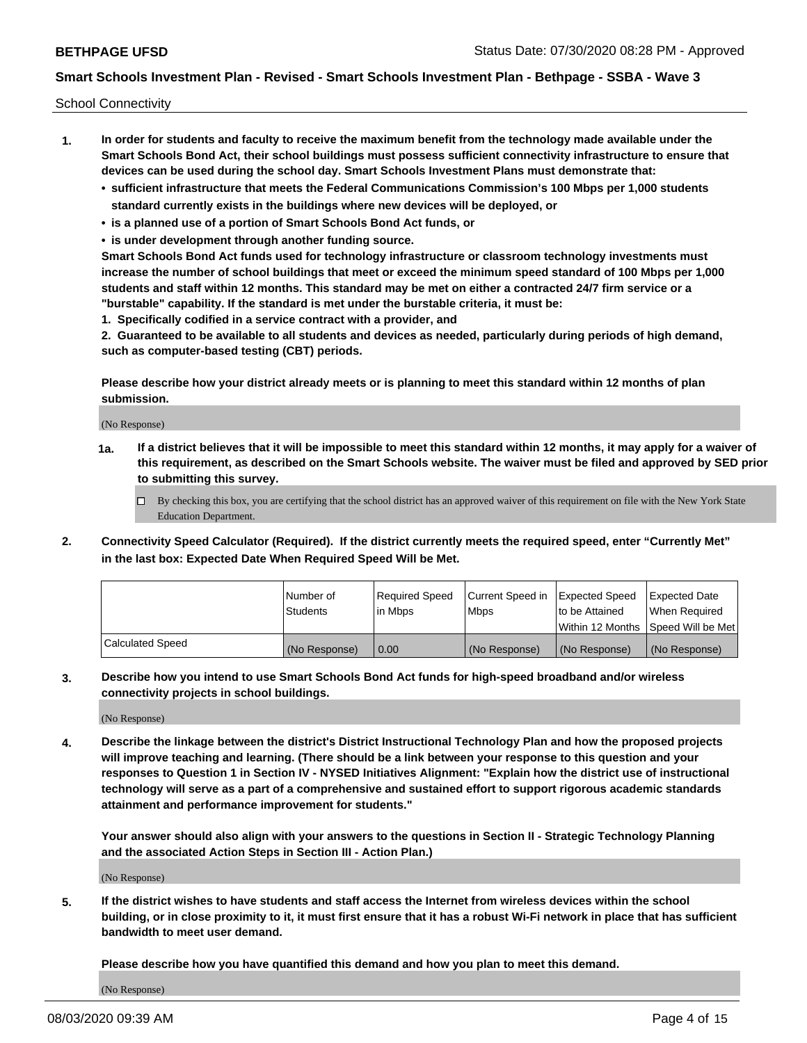School Connectivity

1. **In order for students and faculty to receive the maximum benefit from the technology made available under the Smart Schools Bond Act, their school buildings must possess sufficient connectivity infrastructure to ensure that devices can be used during the school day. Smart Schools Investment Plans must demonstrate that:**
   - **sufficient infrastructure that meets the Federal Communications Commission's 100 Mbps per 1,000 students standard currently exists in the buildings where new devices will be deployed, or**
   - **is a planned use of a portion of Smart Schools Bond Act funds, or**
   - **is under development through another funding source.**

   **Smart Schools Bond Act funds used for technology infrastructure or classroom technology investments must increase the number of school buildings that meet or exceed the minimum speed standard of 100 Mbps per 1,000 students and staff within 12 months. This standard may be met on either a contracted 24/7 firm service or a "burstable" capability. If the standard is met under the burstable criteria, it must be:**

   **1. Specifically codified in a service contract with a provider, and**

   **2. Guaranteed to be available to all students and devices as needed, particularly during periods of high demand, such as computer-based testing (CBT) periods.**

   **Please describe how your district already meets or is planning to meet this standard within 12 months of plan submission.**

   (No Response)

   **1a. If a district believes that it will be impossible to meet this standard within 12 months, it may apply for a waiver of this requirement, as described on the Smart Schools website. The waiver must be filed and approved by SED prior to submitting this survey.**

   ☐ By checking this box, you are certifying that the school district has an approved waiver of this requirement on file with the New York State Education Department.

2. **Connectivity Speed Calculator (Required). If the district currently meets the required speed, enter "Currently Met" in the last box: Expected Date When Required Speed Will be Met.**

| | Number of Students | Required Speed in Mbps | Current Speed in Mbps | Expected Speed to be Attained Within 12 Months | Expected Date When Required Speed Will be Met |
|---|---|---|---|---|---|
| Calculated Speed | (No Response) | 0.00 | (No Response) | (No Response) | (No Response) |

3. **Describe how you intend to use Smart Schools Bond Act funds for high-speed broadband and/or wireless connectivity projects in school buildings.**

   (No Response)

4. **Describe the linkage between the district's District Instructional Technology Plan and how the proposed projects will improve teaching and learning. (There should be a link between your response to this question and your responses to Question 1 in Section IV - NYSED Initiatives Alignment: "Explain how the district use of instructional technology will serve as a part of a comprehensive and sustained effort to support rigorous academic standards attainment and performance improvement for students."**

   **Your answer should also align with your answers to the questions in Section II - Strategic Technology Planning and the associated Action Steps in Section III - Action Plan.)**

   (No Response)

5. **If the district wishes to have students and staff access the Internet from wireless devices within the school building, or in close proximity to it, it must first ensure that it has a robust Wi-Fi network in place that has sufficient bandwidth to meet user demand.**

   **Please describe how you have quantified this demand and how you plan to meet this demand.**

   (No Response)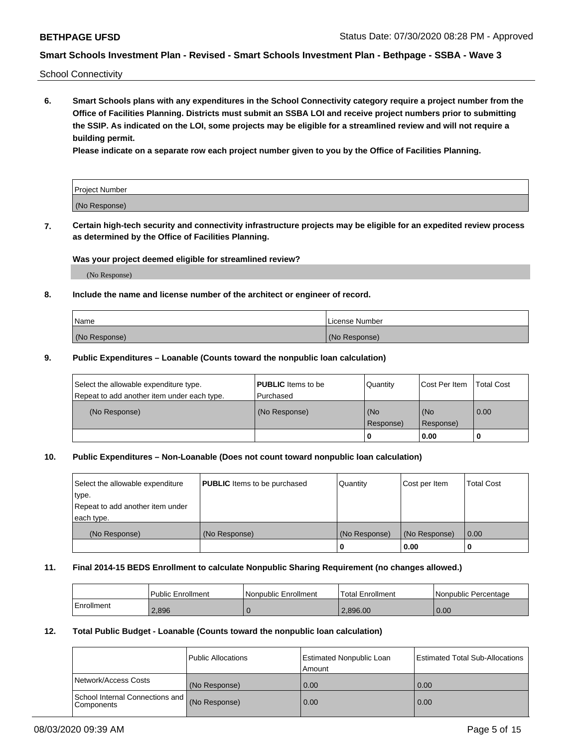School Connectivity

**6. Smart Schools plans with any expenditures in the School Connectivity category require a project number from the Office of Facilities Planning. Districts must submit an SSBA LOI and receive project numbers prior to submitting the SSIP. As indicated on the LOI, some projects may be eligible for a streamlined review and will not require a building permit.**

**Please indicate on a separate row each project number given to you by the Office of Facilities Planning.**

| Project Number |
| --- |
| (No Response) |

**7. Certain high-tech security and connectivity infrastructure projects may be eligible for an expedited review process as determined by the Office of Facilities Planning.**

**Was your project deemed eligible for streamlined review?**

(No Response)

**8. Include the name and license number of the architect or engineer of record.**

| Name | License Number |
| --- | --- |
| (No Response) | (No Response) |

**9. Public Expenditures – Loanable (Counts toward the nonpublic loan calculation)**

| Select the allowable expenditure type. Repeat to add another item under each type. | **PUBLIC** Items to be Purchased | Quantity | Cost Per Item | Total Cost |
| --- | --- | --- | --- | --- |
| (No Response) | (No Response) | (No Response) | (No Response) | 0.00 |
| | | 0 | 0.00 | 0 |

**10. Public Expenditures – Non-Loanable (Does not count toward nonpublic loan calculation)**

| Select the allowable expenditure type. Repeat to add another item under each type. | **PUBLIC** Items to be purchased | Quantity | Cost per Item | Total Cost |
| --- | --- | --- | --- | --- |
| (No Response) | (No Response) | (No Response) | (No Response) | 0.00 |
| | | 0 | 0.00 | 0 |

**11. Final 2014-15 BEDS Enrollment to calculate Nonpublic Sharing Requirement (no changes allowed.)**

| | Public Enrollment | Nonpublic Enrollment | Total Enrollment | Nonpublic Percentage |
| --- | --- | --- | --- | --- |
| Enrollment | 2,896 | 0 | 2,896.00 | 0.00 |

**12. Total Public Budget - Loanable (Counts toward the nonpublic loan calculation)**

| | Public Allocations | Estimated Nonpublic Loan Amount | Estimated Total Sub-Allocations |
| --- | --- | --- | --- |
| Network/Access Costs | (No Response) | 0.00 | 0.00 |
| School Internal Connections and Components | (No Response) | 0.00 | 0.00 |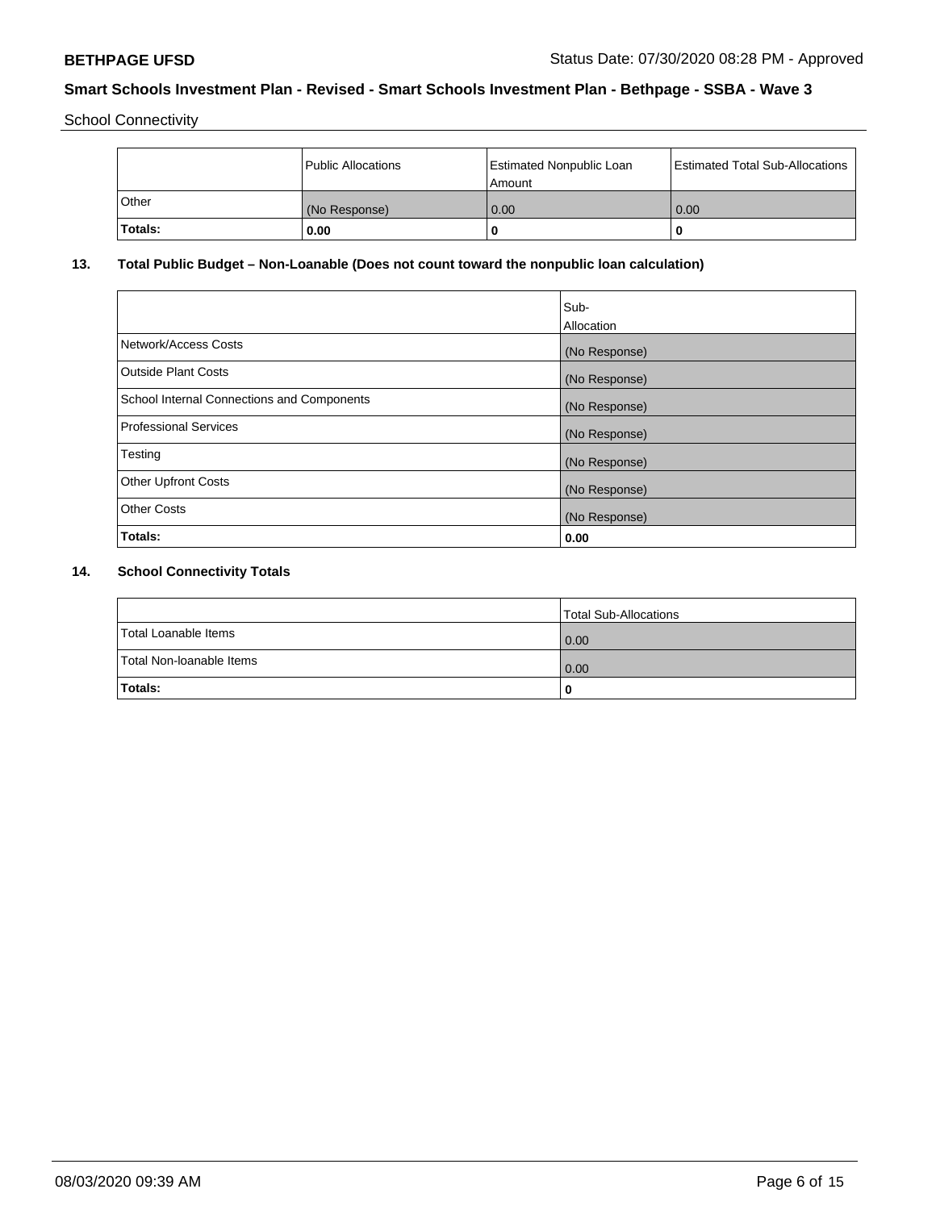School Connectivity

|  | Public Allocations | Estimated Nonpublic Loan Amount | Estimated Total Sub-Allocations |
|---|---|---|---|
| Other | (No Response) | 0.00 | 0.00 |
| **Totals:** | **0.00** | **0** | **0** |

## 13. Total Public Budget – Non-Loanable (Does not count toward the nonpublic loan calculation)

|  | Sub-Allocation |
|---|---|
| Network/Access Costs | (No Response) |
| Outside Plant Costs | (No Response) |
| School Internal Connections and Components | (No Response) |
| Professional Services | (No Response) |
| Testing | (No Response) |
| Other Upfront Costs | (No Response) |
| Other Costs | (No Response) |
| **Totals:** | **0.00** |

## 14. School Connectivity Totals

|  | Total Sub-Allocations |
|---|---|
| Total Loanable Items | 0.00 |
| Total Non-loanable Items | 0.00 |
| **Totals:** | **0** |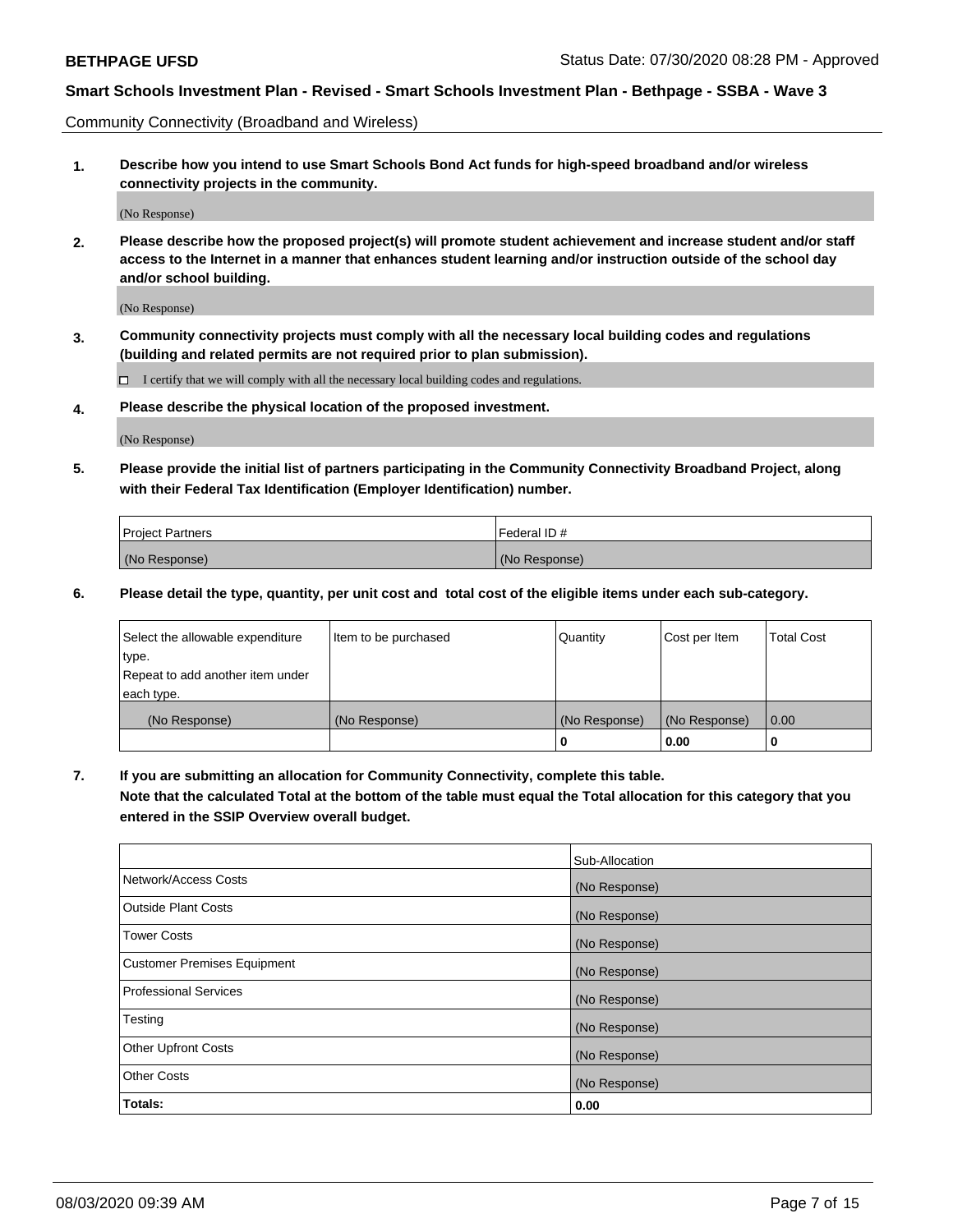## Community Connectivity (Broadband and Wireless)

**1. Describe how you intend to use Smart Schools Bond Act funds for high-speed broadband and/or wireless connectivity projects in the community.**

(No Response)

**2. Please describe how the proposed project(s) will promote student achievement and increase student and/or staff access to the Internet in a manner that enhances student learning and/or instruction outside of the school day and/or school building.**

(No Response)

**3. Community connectivity projects must comply with all the necessary local building codes and regulations (building and related permits are not required prior to plan submission).**

☐ I certify that we will comply with all the necessary local building codes and regulations.

**4. Please describe the physical location of the proposed investment.**

(No Response)

**5. Please provide the initial list of partners participating in the Community Connectivity Broadband Project, along with their Federal Tax Identification (Employer Identification) number.**

| Project Partners | Federal ID # |
|---|---|
| (No Response) | (No Response) |

**6. Please detail the type, quantity, per unit cost and total cost of the eligible items under each sub-category.**

| Select the allowable expenditure type. Repeat to add another item under each type. | Item to be purchased | Quantity | Cost per Item | Total Cost |
|---|---|---|---|---|
| (No Response) | (No Response) | (No Response) | (No Response) | 0.00 |
| | | **0** | **0.00** | **0** |

**7. If you are submitting an allocation for Community Connectivity, complete this table. Note that the calculated Total at the bottom of the table must equal the Total allocation for this category that you entered in the SSIP Overview overall budget.**

| | Sub-Allocation |
|---|---|
| Network/Access Costs | (No Response) |
| Outside Plant Costs | (No Response) |
| Tower Costs | (No Response) |
| Customer Premises Equipment | (No Response) |
| Professional Services | (No Response) |
| Testing | (No Response) |
| Other Upfront Costs | (No Response) |
| Other Costs | (No Response) |
| **Totals:** | **0.00** |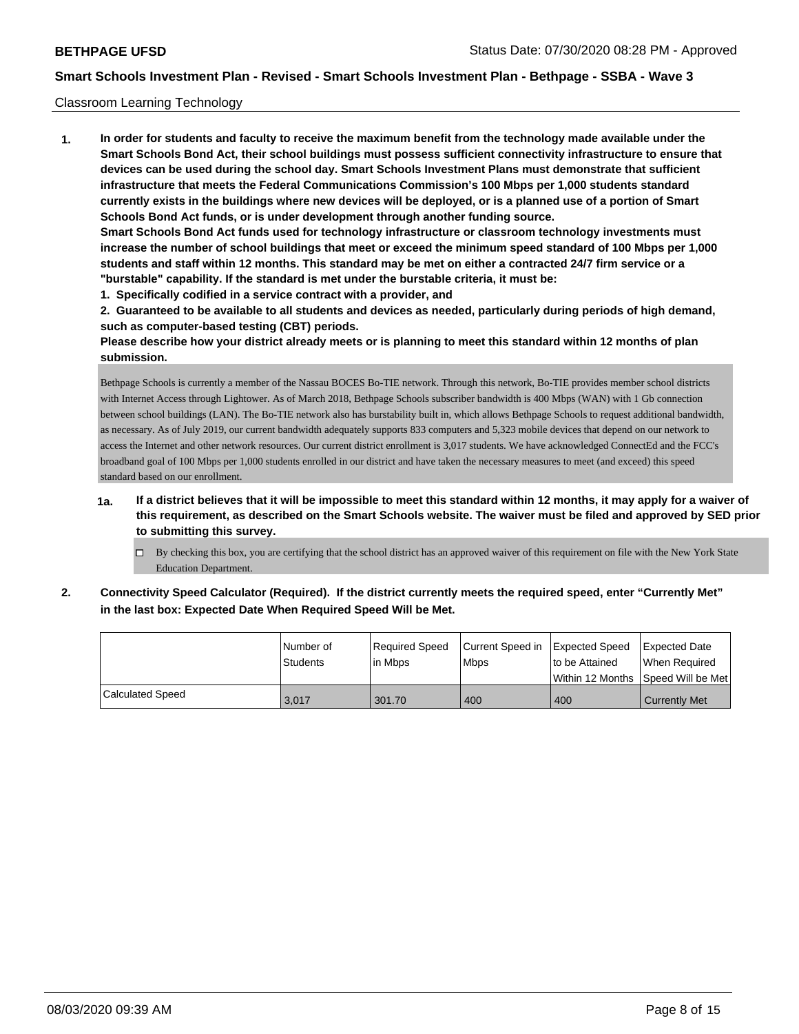Classroom Learning Technology

**1. In order for students and faculty to receive the maximum benefit from the technology made available under the Smart Schools Bond Act, their school buildings must possess sufficient connectivity infrastructure to ensure that devices can be used during the school day. Smart Schools Investment Plans must demonstrate that sufficient infrastructure that meets the Federal Communications Commission's 100 Mbps per 1,000 students standard currently exists in the buildings where new devices will be deployed, or is a planned use of a portion of Smart Schools Bond Act funds, or is under development through another funding source.**

**Smart Schools Bond Act funds used for technology infrastructure or classroom technology investments must increase the number of school buildings that meet or exceed the minimum speed standard of 100 Mbps per 1,000 students and staff within 12 months. This standard may be met on either a contracted 24/7 firm service or a "burstable" capability. If the standard is met under the burstable criteria, it must be:**

**1. Specifically codified in a service contract with a provider, and**

**2. Guaranteed to be available to all students and devices as needed, particularly during periods of high demand, such as computer-based testing (CBT) periods.**

**Please describe how your district already meets or is planning to meet this standard within 12 months of plan submission.**

Bethpage Schools is currently a member of the Nassau BOCES Bo-TIE network. Through this network, Bo-TIE provides member school districts with Internet Access through Lightower. As of March 2018, Bethpage Schools subscriber bandwidth is 400 Mbps (WAN) with 1 Gb connection between school buildings (LAN). The Bo-TIE network also has burstability built in, which allows Bethpage Schools to request additional bandwidth, as necessary. As of July 2019, our current bandwidth adequately supports 833 computers and 5,323 mobile devices that depend on our network to access the Internet and other network resources. Our current district enrollment is 3,017 students. We have acknowledged ConnectEd and the FCC's broadband goal of 100 Mbps per 1,000 students enrolled in our district and have taken the necessary measures to meet (and exceed) this speed standard based on our enrollment.

**1a. If a district believes that it will be impossible to meet this standard within 12 months, it may apply for a waiver of this requirement, as described on the Smart Schools website. The waiver must be filed and approved by SED prior to submitting this survey.**

- ☐ By checking this box, you are certifying that the school district has an approved waiver of this requirement on file with the New York State Education Department.

**2. Connectivity Speed Calculator (Required). If the district currently meets the required speed, enter "Currently Met" in the last box: Expected Date When Required Speed Will be Met.**

| | Number of Students | Required Speed in Mbps | Current Speed in Mbps | Expected Speed to be Attained Within 12 Months | Expected Date When Required Speed Will be Met |
|---|---|---|---|---|---|
| Calculated Speed | 3,017 | 301.70 | 400 | 400 | Currently Met |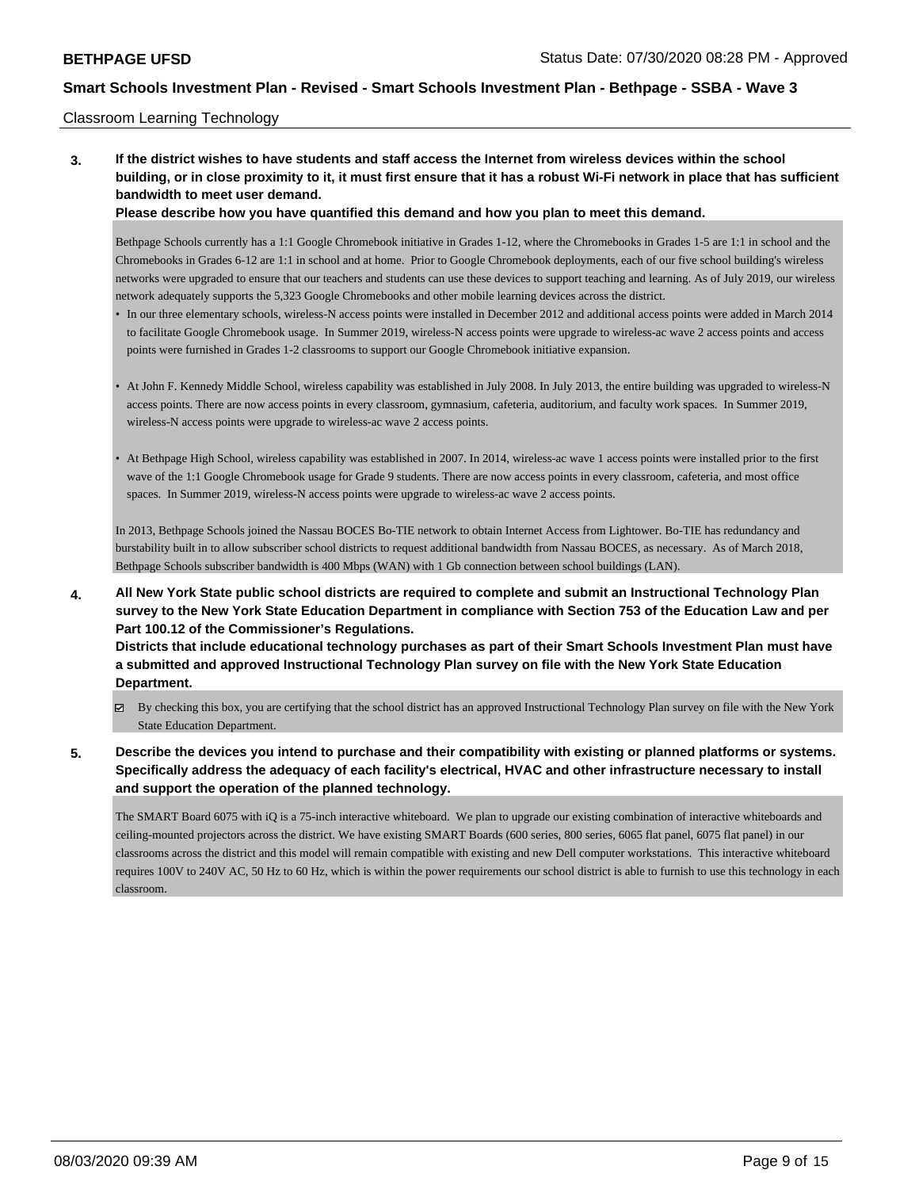Classroom Learning Technology

**3. If the district wishes to have students and staff access the Internet from wireless devices within the school building, or in close proximity to it, it must first ensure that it has a robust Wi-Fi network in place that has sufficient bandwidth to meet user demand.**

**Please describe how you have quantified this demand and how you plan to meet this demand.**

Bethpage Schools currently has a 1:1 Google Chromebook initiative in Grades 1-12, where the Chromebooks in Grades 1-5 are 1:1 in school and the Chromebooks in Grades 6-12 are 1:1 in school and at home. Prior to Google Chromebook deployments, each of our five school building's wireless networks were upgraded to ensure that our teachers and students can use these devices to support teaching and learning. As of July 2019, our wireless network adequately supports the 5,323 Google Chromebooks and other mobile learning devices across the district.

- In our three elementary schools, wireless-N access points were installed in December 2012 and additional access points were added in March 2014 to facilitate Google Chromebook usage. In Summer 2019, wireless-N access points were upgrade to wireless-ac wave 2 access points and access points were furnished in Grades 1-2 classrooms to support our Google Chromebook initiative expansion.

- At John F. Kennedy Middle School, wireless capability was established in July 2008. In July 2013, the entire building was upgraded to wireless-N access points. There are now access points in every classroom, gymnasium, cafeteria, auditorium, and faculty work spaces. In Summer 2019, wireless-N access points were upgrade to wireless-ac wave 2 access points.

- At Bethpage High School, wireless capability was established in 2007. In 2014, wireless-ac wave 1 access points were installed prior to the first wave of the 1:1 Google Chromebook usage for Grade 9 students. There are now access points in every classroom, cafeteria, and most office spaces. In Summer 2019, wireless-N access points were upgrade to wireless-ac wave 2 access points.

In 2013, Bethpage Schools joined the Nassau BOCES Bo-TIE network to obtain Internet Access from Lightower. Bo-TIE has redundancy and burstability built in to allow subscriber school districts to request additional bandwidth from Nassau BOCES, as necessary. As of March 2018, Bethpage Schools subscriber bandwidth is 400 Mbps (WAN) with 1 Gb connection between school buildings (LAN).

**4. All New York State public school districts are required to complete and submit an Instructional Technology Plan survey to the New York State Education Department in compliance with Section 753 of the Education Law and per Part 100.12 of the Commissioner's Regulations.**

**Districts that include educational technology purchases as part of their Smart Schools Investment Plan must have a submitted and approved Instructional Technology Plan survey on file with the New York State Education Department.**

☑ By checking this box, you are certifying that the school district has an approved Instructional Technology Plan survey on file with the New York State Education Department.

**5. Describe the devices you intend to purchase and their compatibility with existing or planned platforms or systems. Specifically address the adequacy of each facility's electrical, HVAC and other infrastructure necessary to install and support the operation of the planned technology.**

The SMART Board 6075 with iQ is a 75-inch interactive whiteboard. We plan to upgrade our existing combination of interactive whiteboards and ceiling-mounted projectors across the district. We have existing SMART Boards (600 series, 800 series, 6065 flat panel, 6075 flat panel) in our classrooms across the district and this model will remain compatible with existing and new Dell computer workstations. This interactive whiteboard requires 100V to 240V AC, 50 Hz to 60 Hz, which is within the power requirements our school district is able to furnish to use this technology in each classroom.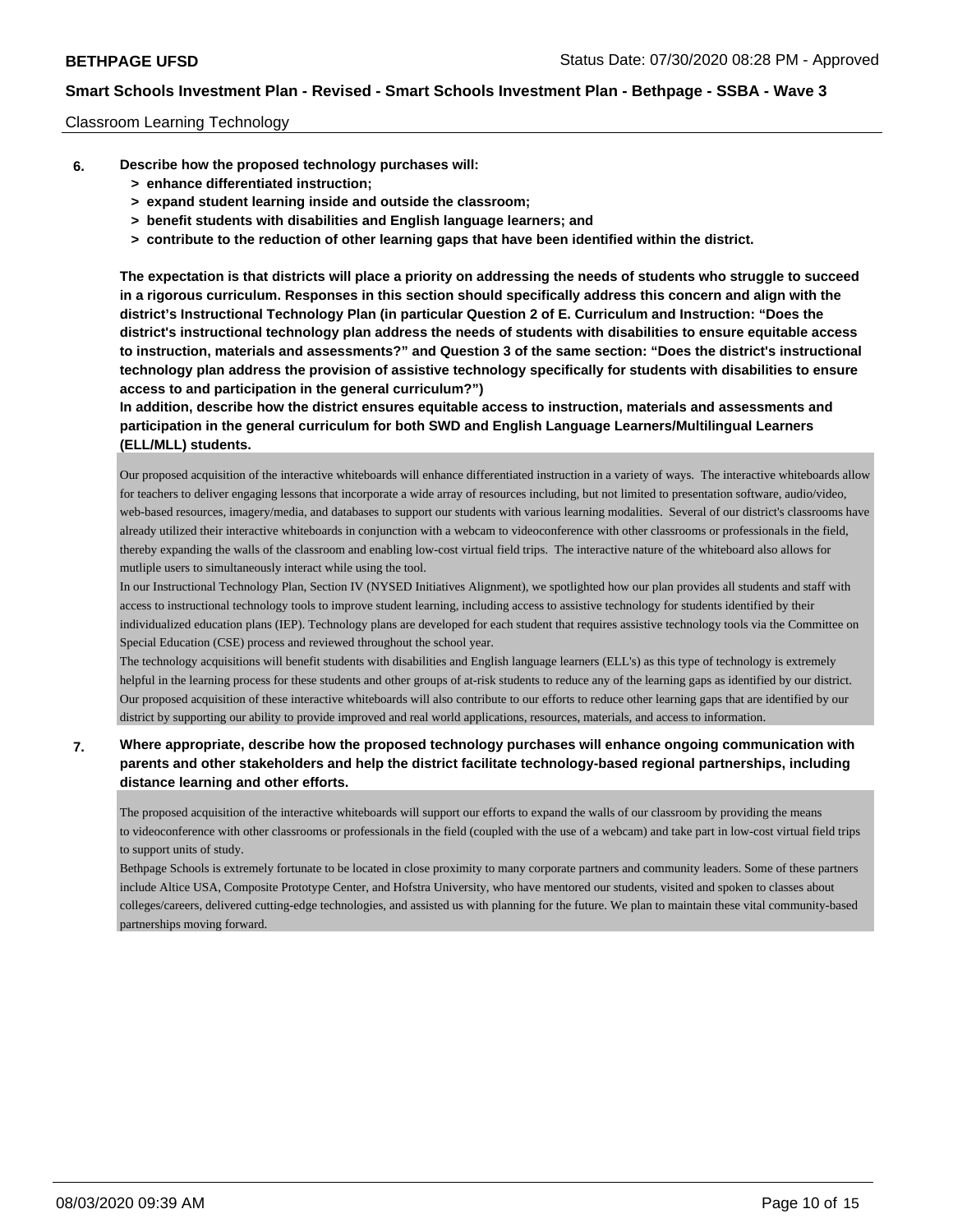Classroom Learning Technology

**6. Describe how the proposed technology purchases will:**
- **> enhance differentiated instruction;**
- **> expand student learning inside and outside the classroom;**
- **> benefit students with disabilities and English language learners; and**
- **> contribute to the reduction of other learning gaps that have been identified within the district.**

**The expectation is that districts will place a priority on addressing the needs of students who struggle to succeed in a rigorous curriculum. Responses in this section should specifically address this concern and align with the district's Instructional Technology Plan (in particular Question 2 of E. Curriculum and Instruction: "Does the district's instructional technology plan address the needs of students with disabilities to ensure equitable access to instruction, materials and assessments?" and Question 3 of the same section: "Does the district's instructional technology plan address the provision of assistive technology specifically for students with disabilities to ensure access to and participation in the general curriculum?")**

**In addition, describe how the district ensures equitable access to instruction, materials and assessments and participation in the general curriculum for both SWD and English Language Learners/Multilingual Learners (ELL/MLL) students.**

Our proposed acquisition of the interactive whiteboards will enhance differentiated instruction in a variety of ways. The interactive whiteboards allow for teachers to deliver engaging lessons that incorporate a wide array of resources including, but not limited to presentation software, audio/video, web-based resources, imagery/media, and databases to support our students with various learning modalities. Several of our district's classrooms have already utilized their interactive whiteboards in conjunction with a webcam to videoconference with other classrooms or professionals in the field, thereby expanding the walls of the classroom and enabling low-cost virtual field trips. The interactive nature of the whiteboard also allows for mutliple users to simultaneously interact while using the tool.

In our Instructional Technology Plan, Section IV (NYSED Initiatives Alignment), we spotlighted how our plan provides all students and staff with access to instructional technology tools to improve student learning, including access to assistive technology for students identified by their individualized education plans (IEP). Technology plans are developed for each student that requires assistive technology tools via the Committee on Special Education (CSE) process and reviewed throughout the school year.

The technology acquisitions will benefit students with disabilities and English language learners (ELL's) as this type of technology is extremely helpful in the learning process for these students and other groups of at-risk students to reduce any of the learning gaps as identified by our district. Our proposed acquisition of these interactive whiteboards will also contribute to our efforts to reduce other learning gaps that are identified by our district by supporting our ability to provide improved and real world applications, resources, materials, and access to information.

**7. Where appropriate, describe how the proposed technology purchases will enhance ongoing communication with parents and other stakeholders and help the district facilitate technology-based regional partnerships, including distance learning and other efforts.**

The proposed acquisition of the interactive whiteboards will support our efforts to expand the walls of our classroom by providing the means to videoconference with other classrooms or professionals in the field (coupled with the use of a webcam) and take part in low-cost virtual field trips to support units of study.

Bethpage Schools is extremely fortunate to be located in close proximity to many corporate partners and community leaders. Some of these partners include Altice USA, Composite Prototype Center, and Hofstra University, who have mentored our students, visited and spoken to classes about colleges/careers, delivered cutting-edge technologies, and assisted us with planning for the future. We plan to maintain these vital community-based partnerships moving forward.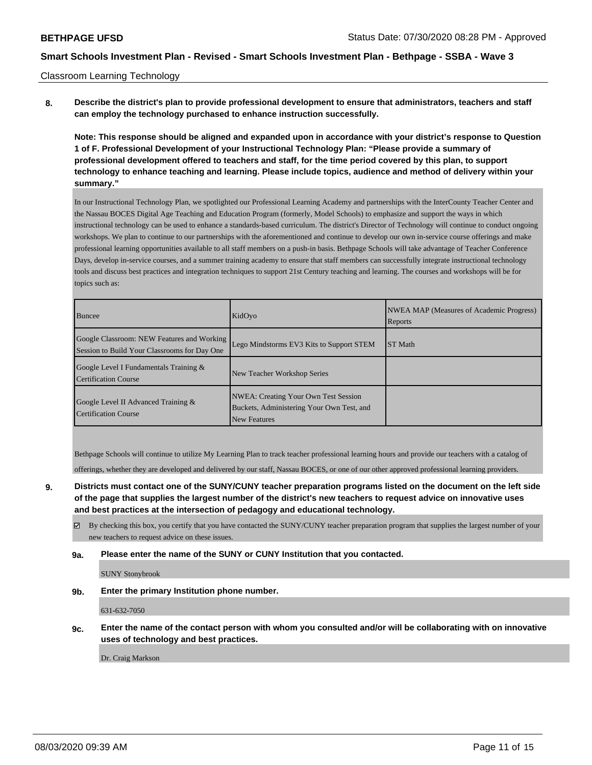Classroom Learning Technology

**8. Describe the district's plan to provide professional development to ensure that administrators, teachers and staff can employ the technology purchased to enhance instruction successfully.**

**Note: This response should be aligned and expanded upon in accordance with your district's response to Question 1 of F. Professional Development of your Instructional Technology Plan: "Please provide a summary of professional development offered to teachers and staff, for the time period covered by this plan, to support technology to enhance teaching and learning. Please include topics, audience and method of delivery within your summary."**

In our Instructional Technology Plan, we spotlighted our Professional Learning Academy and partnerships with the InterCounty Teacher Center and the Nassau BOCES Digital Age Teaching and Education Program (formerly, Model Schools) to emphasize and support the ways in which instructional technology can be used to enhance a standards-based curriculum. The district's Director of Technology will continue to conduct ongoing workshops. We plan to continue to our partnerships with the aforementioned and continue to develop our own in-service course offerings and make professional learning opportunities available to all staff members on a push-in basis. Bethpage Schools will take advantage of Teacher Conference Days, develop in-service courses, and a summer training academy to ensure that staff members can successfully integrate instructional technology tools and discuss best practices and integration techniques to support 21st Century teaching and learning. The courses and workshops will be for topics such as:

| Buncee | KidOyo | NWEA MAP (Measures of Academic Progress) Reports |
|---|---|---|
| Google Classroom: NEW Features and Working Session to Build Your Classrooms for Day One | Lego Mindstorms EV3 Kits to Support STEM | ST Math |
| Google Level I Fundamentals Training & Certification Course | New Teacher Workshop Series | |
| Google Level II Advanced Training & Certification Course | NWEA: Creating Your Own Test Session Buckets, Administering Your Own Test, and New Features | |

Bethpage Schools will continue to utilize My Learning Plan to track teacher professional learning hours and provide our teachers with a catalog of offerings, whether they are developed and delivered by our staff, Nassau BOCES, or one of our other approved professional learning providers.

**9. Districts must contact one of the SUNY/CUNY teacher preparation programs listed on the document on the left side of the page that supplies the largest number of the district's new teachers to request advice on innovative uses and best practices at the intersection of pedagogy and educational technology.**

☑ By checking this box, you certify that you have contacted the SUNY/CUNY teacher preparation program that supplies the largest number of your new teachers to request advice on these issues.

**9a. Please enter the name of the SUNY or CUNY Institution that you contacted.**

SUNY Stonybrook

**9b. Enter the primary Institution phone number.**

631-632-7050

**9c. Enter the name of the contact person with whom you consulted and/or will be collaborating with on innovative uses of technology and best practices.**

Dr. Craig Markson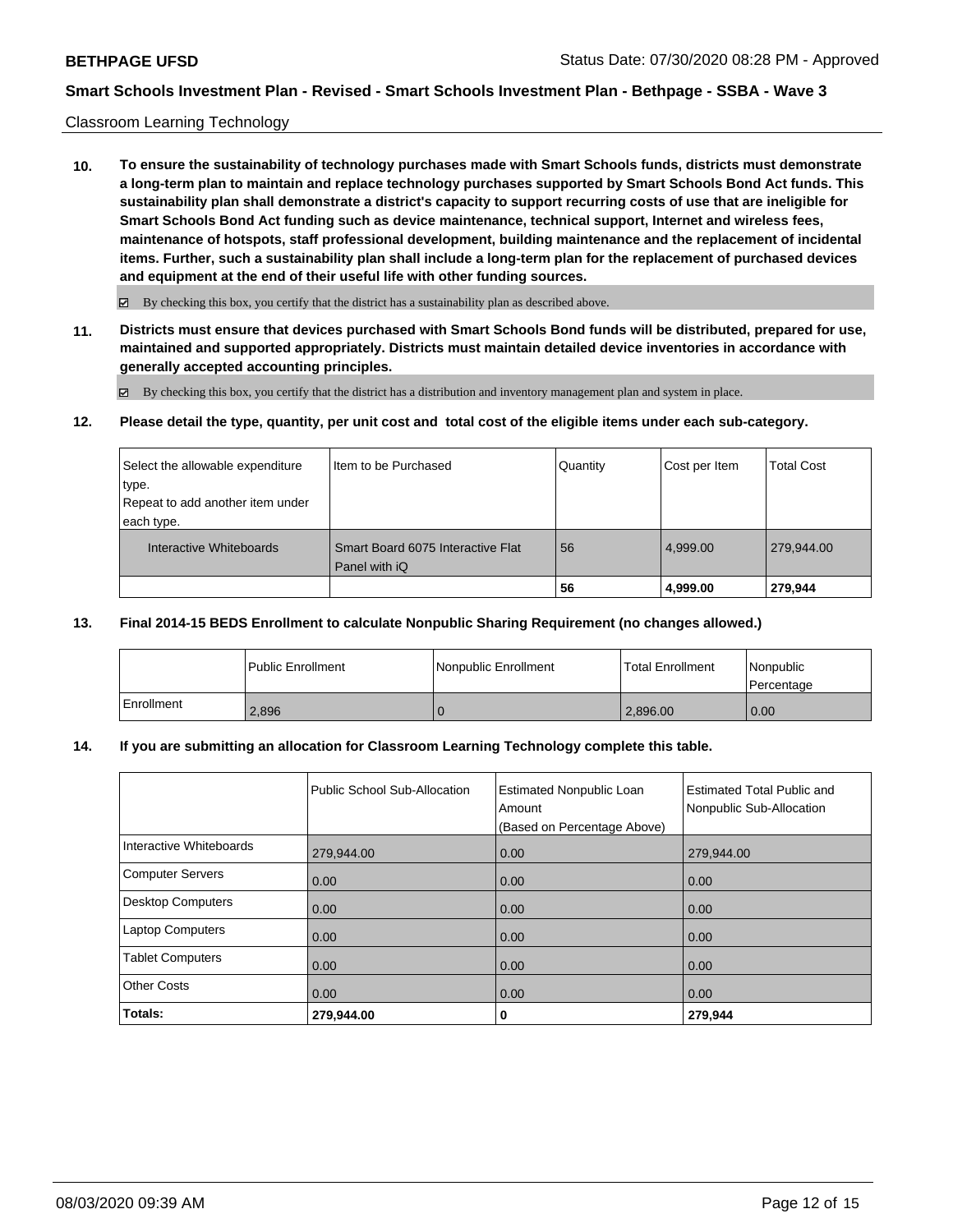Classroom Learning Technology

**10. To ensure the sustainability of technology purchases made with Smart Schools funds, districts must demonstrate a long-term plan to maintain and replace technology purchases supported by Smart Schools Bond Act funds. This sustainability plan shall demonstrate a district's capacity to support recurring costs of use that are ineligible for Smart Schools Bond Act funding such as device maintenance, technical support, Internet and wireless fees, maintenance of hotspots, staff professional development, building maintenance and the replacement of incidental items. Further, such a sustainability plan shall include a long-term plan for the replacement of purchased devices and equipment at the end of their useful life with other funding sources.**

☑ By checking this box, you certify that the district has a sustainability plan as described above.

**11. Districts must ensure that devices purchased with Smart Schools Bond funds will be distributed, prepared for use, maintained and supported appropriately. Districts must maintain detailed device inventories in accordance with generally accepted accounting principles.**

☑ By checking this box, you certify that the district has a distribution and inventory management plan and system in place.

**12. Please detail the type, quantity, per unit cost and total cost of the eligible items under each sub-category.**

| Select the allowable expenditure type. Repeat to add another item under each type. | Item to be Purchased | Quantity | Cost per Item | Total Cost |
|---|---|---|---|---|
| Interactive Whiteboards | Smart Board 6075 Interactive Flat Panel with iQ | 56 | 4,999.00 | 279,944.00 |
| | | **56** | **4,999.00** | **279,944** |

**13. Final 2014-15 BEDS Enrollment to calculate Nonpublic Sharing Requirement (no changes allowed.)**

| | Public Enrollment | Nonpublic Enrollment | Total Enrollment | Nonpublic Percentage |
|---|---|---|---|---|
| Enrollment | 2,896 | 0 | 2,896.00 | 0.00 |

**14. If you are submitting an allocation for Classroom Learning Technology complete this table.**

| | Public School Sub-Allocation | Estimated Nonpublic Loan Amount (Based on Percentage Above) | Estimated Total Public and Nonpublic Sub-Allocation |
|---|---|---|---|
| Interactive Whiteboards | 279,944.00 | 0.00 | 279,944.00 |
| Computer Servers | 0.00 | 0.00 | 0.00 |
| Desktop Computers | 0.00 | 0.00 | 0.00 |
| Laptop Computers | 0.00 | 0.00 | 0.00 |
| Tablet Computers | 0.00 | 0.00 | 0.00 |
| Other Costs | 0.00 | 0.00 | 0.00 |
| **Totals:** | **279,944.00** | **0** | **279,944** |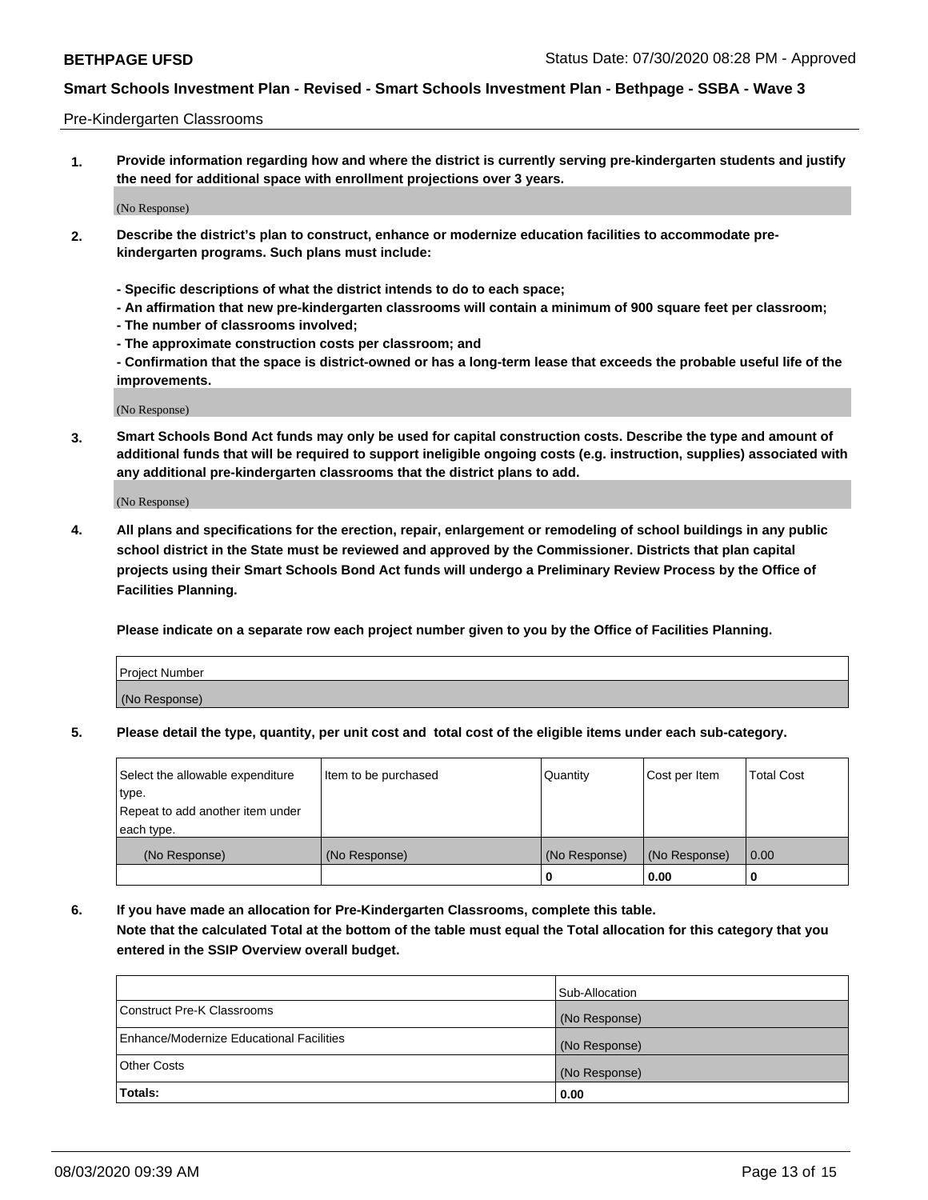Pre-Kindergarten Classrooms

**1. Provide information regarding how and where the district is currently serving pre-kindergarten students and justify the need for additional space with enrollment projections over 3 years.**

(No Response)

**2. Describe the district's plan to construct, enhance or modernize education facilities to accommodate pre-kindergarten programs. Such plans must include:**

**- Specific descriptions of what the district intends to do to each space;**
**- An affirmation that new pre-kindergarten classrooms will contain a minimum of 900 square feet per classroom;**
**- The number of classrooms involved;**
**- The approximate construction costs per classroom; and**
**- Confirmation that the space is district-owned or has a long-term lease that exceeds the probable useful life of the improvements.**

(No Response)

**3. Smart Schools Bond Act funds may only be used for capital construction costs. Describe the type and amount of additional funds that will be required to support ineligible ongoing costs (e.g. instruction, supplies) associated with any additional pre-kindergarten classrooms that the district plans to add.**

(No Response)

**4. All plans and specifications for the erection, repair, enlargement or remodeling of school buildings in any public school district in the State must be reviewed and approved by the Commissioner. Districts that plan capital projects using their Smart Schools Bond Act funds will undergo a Preliminary Review Process by the Office of Facilities Planning.**

**Please indicate on a separate row each project number given to you by the Office of Facilities Planning.**

| Project Number |
|---|
| (No Response) |

**5. Please detail the type, quantity, per unit cost and total cost of the eligible items under each sub-category.**

| Select the allowable expenditure type. Repeat to add another item under each type. | Item to be purchased | Quantity | Cost per Item | Total Cost |
|---|---|---|---|---|
| (No Response) | (No Response) | (No Response) | (No Response) | 0.00 |
| | | 0 | 0.00 | 0 |

**6. If you have made an allocation for Pre-Kindergarten Classrooms, complete this table.**
**Note that the calculated Total at the bottom of the table must equal the Total allocation for this category that you entered in the SSIP Overview overall budget.**

| | Sub-Allocation |
|---|---|
| Construct Pre-K Classrooms | (No Response) |
| Enhance/Modernize Educational Facilities | (No Response) |
| Other Costs | (No Response) |
| **Totals:** | **0.00** |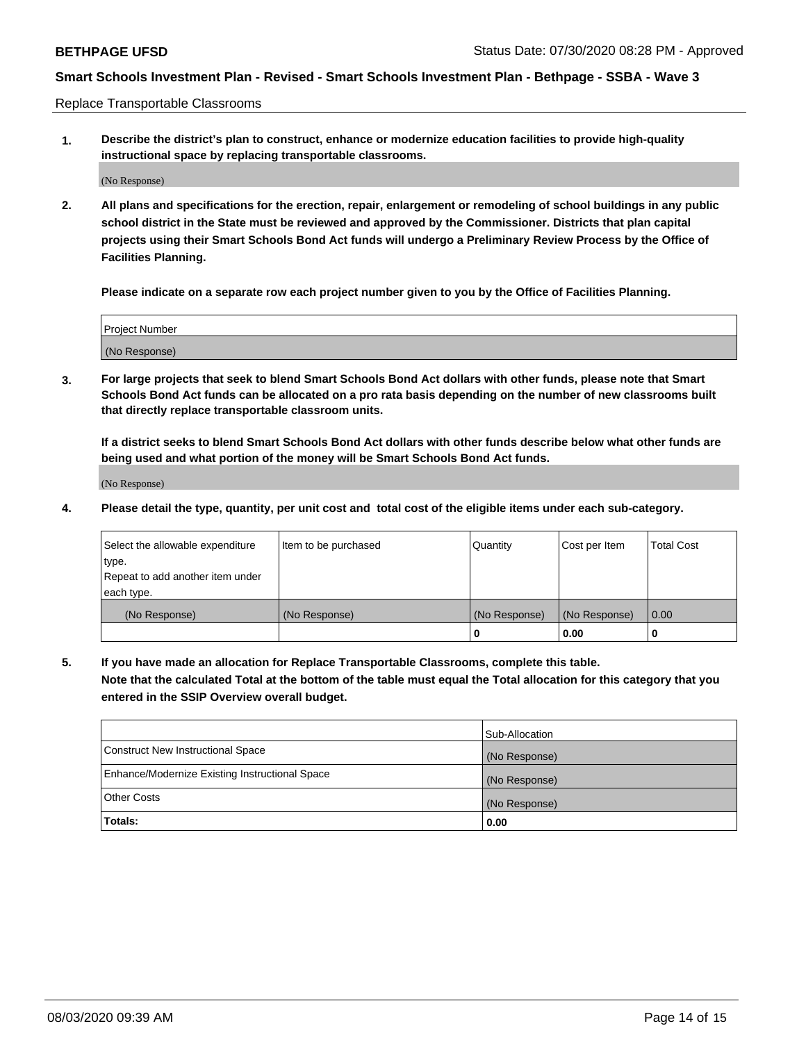Replace Transportable Classrooms

**1. Describe the district's plan to construct, enhance or modernize education facilities to provide high-quality instructional space by replacing transportable classrooms.**

(No Response)

**2. All plans and specifications for the erection, repair, enlargement or remodeling of school buildings in any public school district in the State must be reviewed and approved by the Commissioner. Districts that plan capital projects using their Smart Schools Bond Act funds will undergo a Preliminary Review Process by the Office of Facilities Planning.**

**Please indicate on a separate row each project number given to you by the Office of Facilities Planning.**

| Project Number |
| --- |
| (No Response) |

**3. For large projects that seek to blend Smart Schools Bond Act dollars with other funds, please note that Smart Schools Bond Act funds can be allocated on a pro rata basis depending on the number of new classrooms built that directly replace transportable classroom units.**

**If a district seeks to blend Smart Schools Bond Act dollars with other funds describe below what other funds are being used and what portion of the money will be Smart Schools Bond Act funds.**

(No Response)

**4. Please detail the type, quantity, per unit cost and total cost of the eligible items under each sub-category.**

| Select the allowable expenditure type. Repeat to add another item under each type. | Item to be purchased | Quantity | Cost per Item | Total Cost |
| --- | --- | --- | --- | --- |
| (No Response) | (No Response) | (No Response) | (No Response) | 0.00 |
| | | 0 | 0.00 | 0 |

**5. If you have made an allocation for Replace Transportable Classrooms, complete this table. Note that the calculated Total at the bottom of the table must equal the Total allocation for this category that you entered in the SSIP Overview overall budget.**

| | Sub-Allocation |
| --- | --- |
| Construct New Instructional Space | (No Response) |
| Enhance/Modernize Existing Instructional Space | (No Response) |
| Other Costs | (No Response) |
| **Totals:** | **0.00** |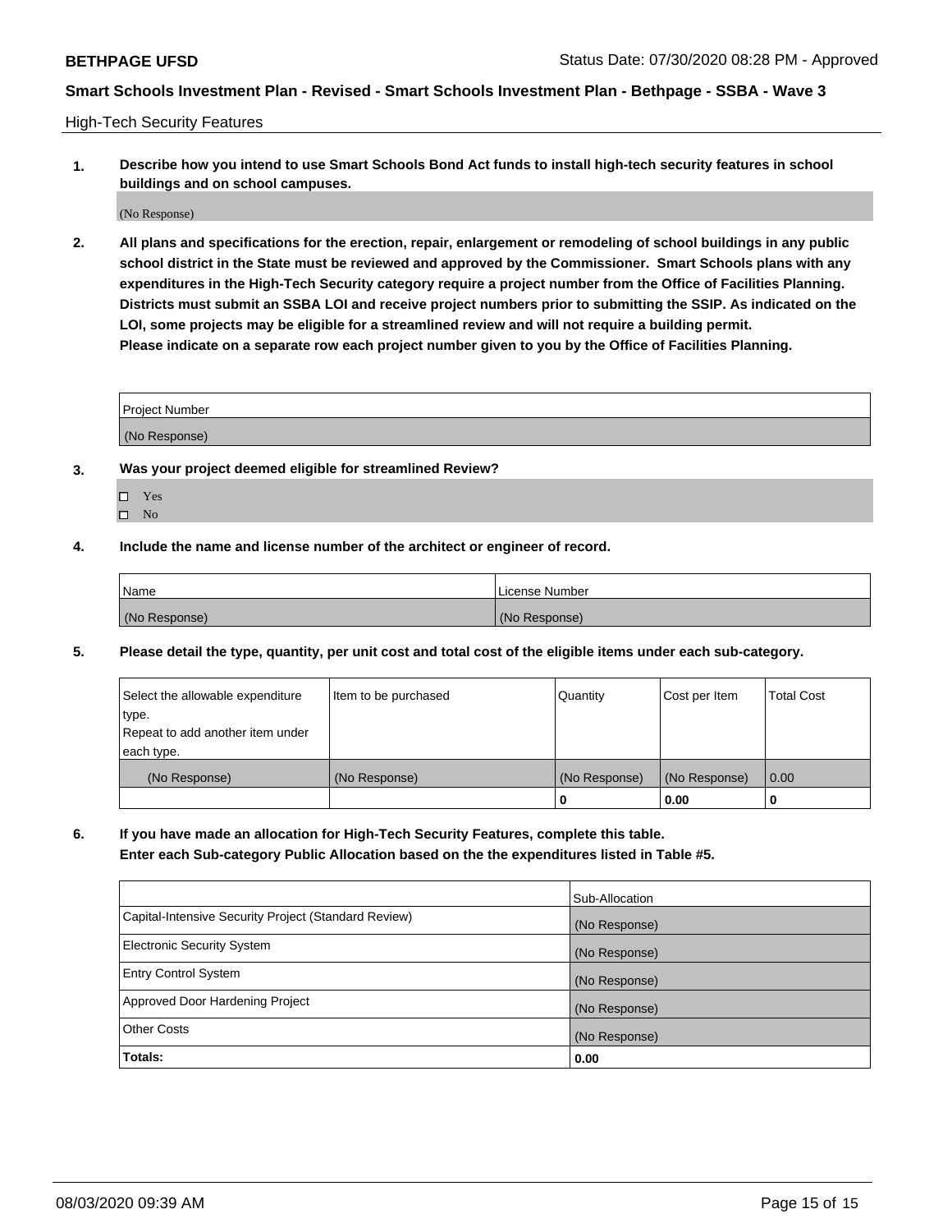High-Tech Security Features

1. **Describe how you intend to use Smart Schools Bond Act funds to install high-tech security features in school buildings and on school campuses.**

(No Response)

2. **All plans and specifications for the erection, repair, enlargement or remodeling of school buildings in any public school district in the State must be reviewed and approved by the Commissioner. Smart Schools plans with any expenditures in the High-Tech Security category require a project number from the Office of Facilities Planning. Districts must submit an SSBA LOI and receive project numbers prior to submitting the SSIP. As indicated on the LOI, some projects may be eligible for a streamlined review and will not require a building permit.**
   **Please indicate on a separate row each project number given to you by the Office of Facilities Planning.**

| Project Number |
| --- |
| (No Response) |

3. **Was your project deemed eligible for streamlined Review?**

- ☐ Yes
- ☐ No

4. **Include the name and license number of the architect or engineer of record.**

| Name | License Number |
| --- | --- |
| (No Response) | (No Response) |

5. **Please detail the type, quantity, per unit cost and total cost of the eligible items under each sub-category.**

| Select the allowable expenditure type. Repeat to add another item under each type. | Item to be purchased | Quantity | Cost per Item | Total Cost |
| --- | --- | --- | --- | --- |
| (No Response) | (No Response) | (No Response) | (No Response) | 0.00 |
| | | 0 | 0.00 | 0 |

6. **If you have made an allocation for High-Tech Security Features, complete this table.**
   **Enter each Sub-category Public Allocation based on the the expenditures listed in Table #5.**

| | Sub-Allocation |
| --- | --- |
| Capital-Intensive Security Project (Standard Review) | (No Response) |
| Electronic Security System | (No Response) |
| Entry Control System | (No Response) |
| Approved Door Hardening Project | (No Response) |
| Other Costs | (No Response) |
| **Totals:** | **0.00** |